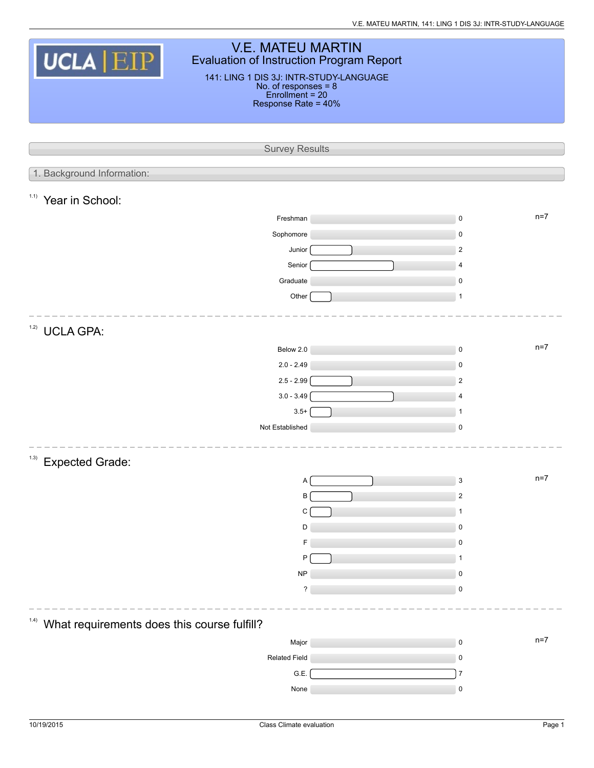# V.E. MATEU MARTIN

## Evaluation of Instruction Program Report

141: LING 1 DIS 3J: INTR-STUDY-LANGUAGE
No. of responses = 8
Enrollment = 20
Response Rate = 40%

## Survey Results

### 1. Background Information:

#### 1.1) Year in School:

n=7

| Response | Count |
| --- | --- |
| Freshman | 0 |
| Sophomore | 0 |
| Junior | 2 |
| Senior | 4 |
| Graduate | 0 |
| Other | 1 |

#### 1.2) UCLA GPA:

n=7

| Response | Count |
| --- | --- |
| Below 2.0 | 0 |
| 2.0 - 2.49 | 0 |
| 2.5 - 2.99 | 2 |
| 3.0 - 3.49 | 4 |
| 3.5+ | 1 |
| Not Established | 0 |

#### 1.3) Expected Grade:

n=7

| Response | Count |
| --- | --- |
| A | 3 |
| B | 2 |
| C | 1 |
| D | 0 |
| F | 0 |
| P | 1 |
| NP | 0 |
| ? | 0 |

#### 1.4) What requirements does this course fulfill?

n=7

| Response | Count |
| --- | --- |
| Major | 0 |
| Related Field | 0 |
| G.E. | 7 |
| None | 0 |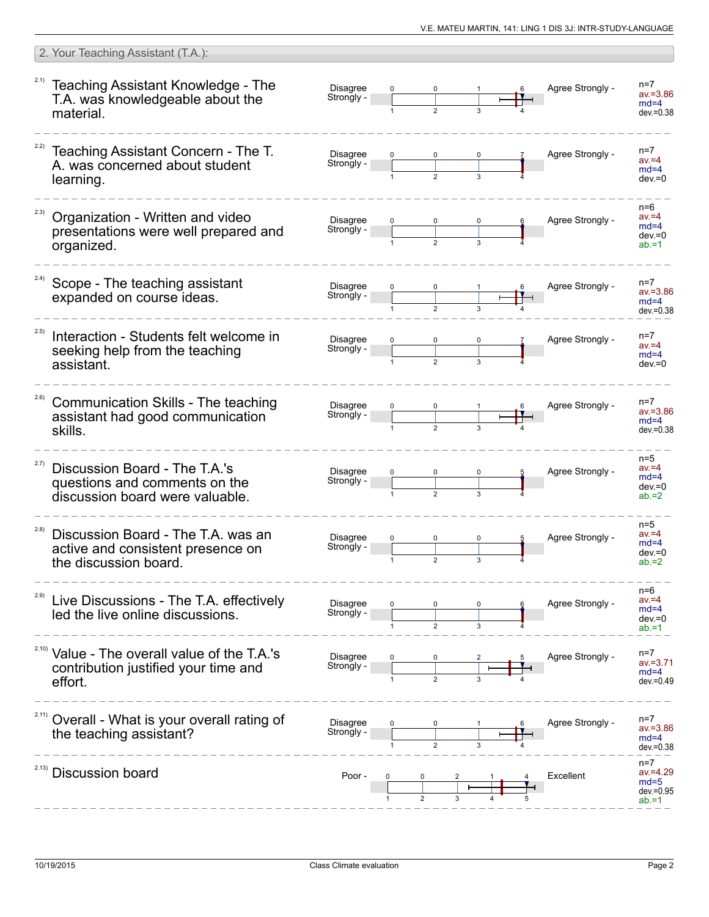## 2. Your Teaching Assistant (T.A.):

| Item | Question | Left pole | 1 | 2 | 3 | 4 | 5 | Right pole | Statistics |
|---|---|---|---|---|---|---|---|---|---|
| 2.1) | Teaching Assistant Knowledge - The T.A. was knowledgeable about the material. | Disagree Strongly | 0 | 0 | 1 | 6 | | Agree Strongly | n=7, av.=3.86, md=4, dev.=0.38 |
| 2.2) | Teaching Assistant Concern - The T. A. was concerned about student learning. | Disagree Strongly | 0 | 0 | 0 | 7 | | Agree Strongly | n=7, av.=4, md=4, dev.=0 |
| 2.3) | Organization - Written and video presentations were well prepared and organized. | Disagree Strongly | 0 | 0 | 0 | 6 | | Agree Strongly | n=6, av.=4, md=4, dev.=0, ab.=1 |
| 2.4) | Scope - The teaching assistant expanded on course ideas. | Disagree Strongly | 0 | 0 | 1 | 6 | | Agree Strongly | n=7, av.=3.86, md=4, dev.=0.38 |
| 2.5) | Interaction - Students felt welcome in seeking help from the teaching assistant. | Disagree Strongly | 0 | 0 | 0 | 7 | | Agree Strongly | n=7, av.=4, md=4, dev.=0 |
| 2.6) | Communication Skills - The teaching assistant had good communication skills. | Disagree Strongly | 0 | 0 | 1 | 6 | | Agree Strongly | n=7, av.=3.86, md=4, dev.=0.38 |
| 2.7) | Discussion Board - The T.A.'s questions and comments on the discussion board were valuable. | Disagree Strongly | 0 | 0 | 0 | 5 | | Agree Strongly | n=5, av.=4, md=4, dev.=0, ab.=2 |
| 2.8) | Discussion Board - The T.A. was an active and consistent presence on the discussion board. | Disagree Strongly | 0 | 0 | 0 | 5 | | Agree Strongly | n=5, av.=4, md=4, dev.=0, ab.=2 |
| 2.9) | Live Discussions - The T.A. effectively led the live online discussions. | Disagree Strongly | 0 | 0 | 0 | 6 | | Agree Strongly | n=6, av.=4, md=4, dev.=0, ab.=1 |
| 2.10) | Value - The overall value of the T.A.'s contribution justified your time and effort. | Disagree Strongly | 0 | 0 | 2 | 5 | | Agree Strongly | n=7, av.=3.71, md=4, dev.=0.49 |
| 2.11) | Overall - What is your overall rating of the teaching assistant? | Disagree Strongly | 0 | 0 | 1 | 6 | | Agree Strongly | n=7, av.=3.86, md=4, dev.=0.38 |
| 2.13) | Discussion board | Poor | 0 | 0 | 2 | 1 | 4 | Excellent | n=7, av.=4.29, md=5, dev.=0.95, ab.=1 |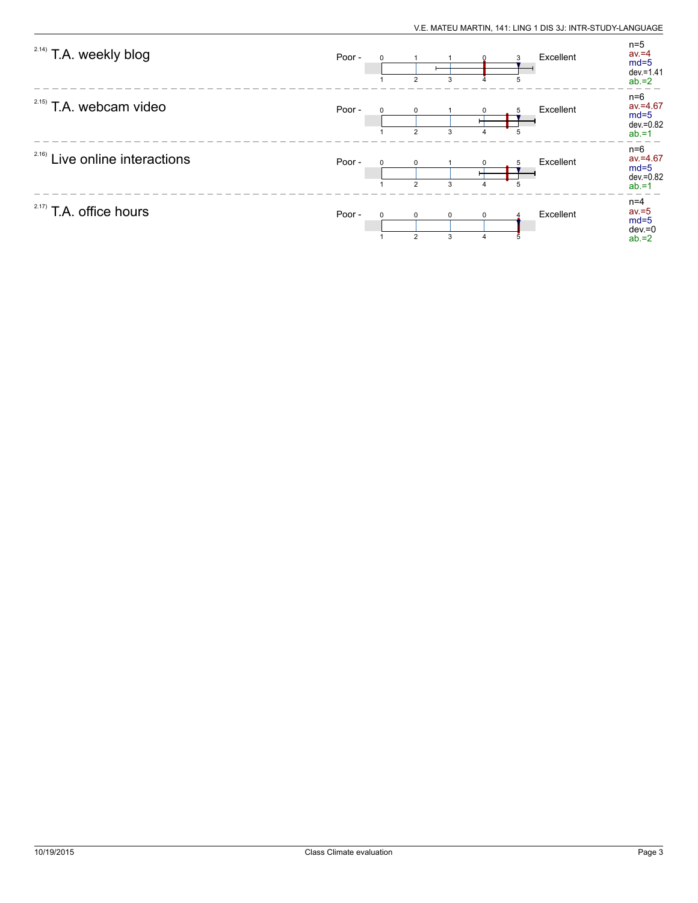| Item | | Distribution (1 / 2 / 3 / 4 / 5) | | Statistics |
|---|---|---|---|---|
| 2.14) T.A. weekly blog | Poor - | 0 / 1 / 1 / 0 / 3 | Excellent | n=5, av.=4, md=5, dev.=1.41, ab.=2 |
| 2.15) T.A. webcam video | Poor - | 0 / 0 / 1 / 0 / 5 | Excellent | n=6, av.=4.67, md=5, dev.=0.82, ab.=1 |
| 2.16) Live online interactions | Poor - | 0 / 0 / 1 / 0 / 5 | Excellent | n=6, av.=4.67, md=5, dev.=0.82, ab.=1 |
| 2.17) T.A. office hours | Poor - | 0 / 0 / 0 / 0 / 4 | Excellent | n=4, av.=5, md=5, dev.=0, ab.=2 |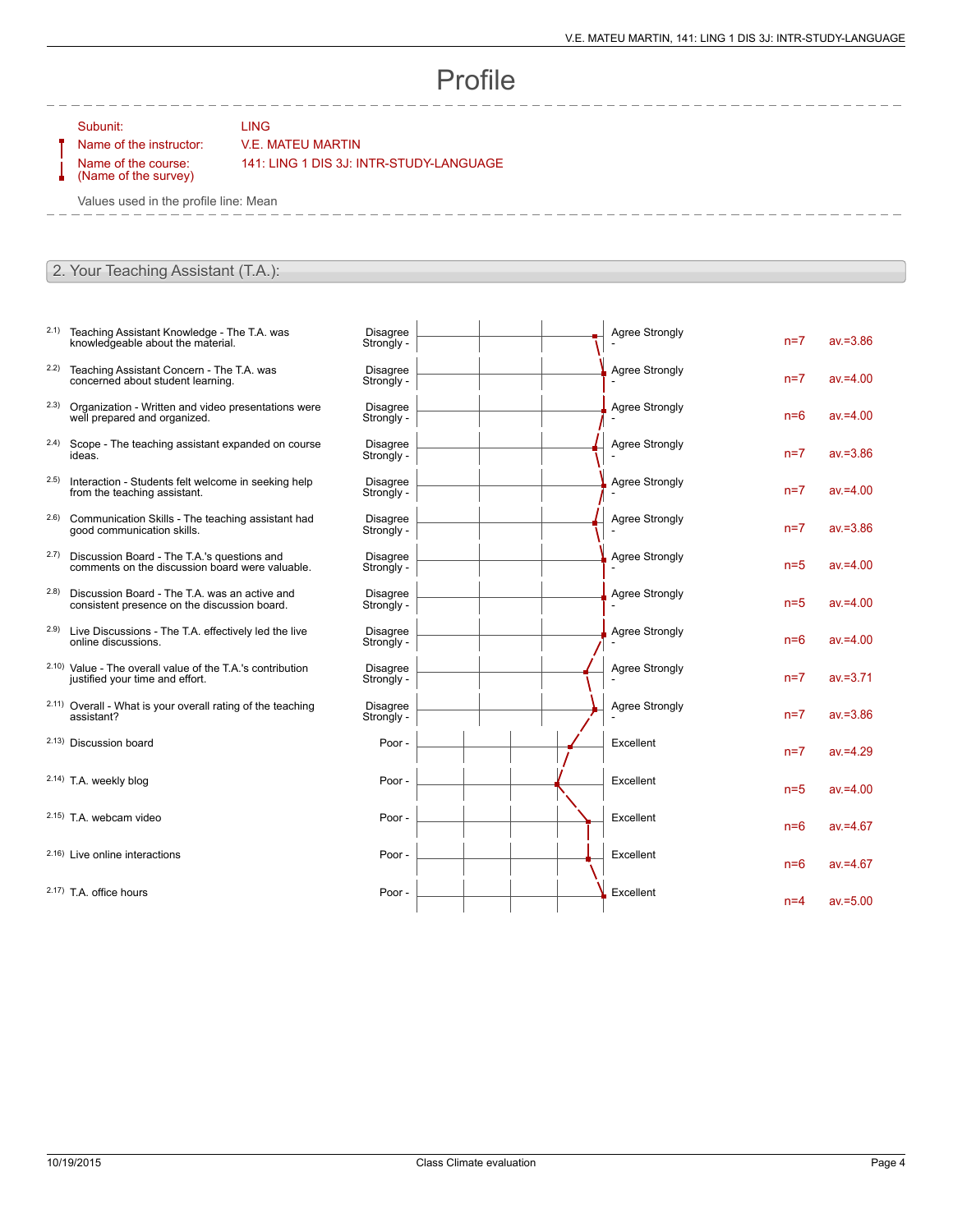# Profile

| | |
|---|---|
| Subunit: | LING |
| Name of the instructor: | V.E. MATEU MARTIN |
| Name of the course: (Name of the survey) | 141: LING 1 DIS 3J: INTR-STUDY-LANGUAGE |

Values used in the profile line: Mean

## 2. Your Teaching Assistant (T.A.):

| | Item | Left pole | Right pole | n | av. |
|---|---|---|---|---|---|
| 2.1) | Teaching Assistant Knowledge - The T.A. was knowledgeable about the material. | Disagree Strongly - | Agree Strongly - | n=7 | av.=3.86 |
| 2.2) | Teaching Assistant Concern - The T.A. was concerned about student learning. | Disagree Strongly - | Agree Strongly - | n=7 | av.=4.00 |
| 2.3) | Organization - Written and video presentations were well prepared and organized. | Disagree Strongly - | Agree Strongly - | n=6 | av.=4.00 |
| 2.4) | Scope - The teaching assistant expanded on course ideas. | Disagree Strongly - | Agree Strongly - | n=7 | av.=3.86 |
| 2.5) | Interaction - Students felt welcome in seeking help from the teaching assistant. | Disagree Strongly - | Agree Strongly - | n=7 | av.=4.00 |
| 2.6) | Communication Skills - The teaching assistant had good communication skills. | Disagree Strongly - | Agree Strongly - | n=7 | av.=3.86 |
| 2.7) | Discussion Board - The T.A.'s questions and comments on the discussion board were valuable. | Disagree Strongly - | Agree Strongly - | n=5 | av.=4.00 |
| 2.8) | Discussion Board - The T.A. was an active and consistent presence on the discussion board. | Disagree Strongly - | Agree Strongly - | n=5 | av.=4.00 |
| 2.9) | Live Discussions - The T.A. effectively led the live online discussions. | Disagree Strongly - | Agree Strongly - | n=6 | av.=4.00 |
| 2.10) | Value - The overall value of the T.A.'s contribution justified your time and effort. | Disagree Strongly - | Agree Strongly - | n=7 | av.=3.71 |
| 2.11) | Overall - What is your overall rating of the teaching assistant? | Disagree Strongly - | Agree Strongly - | n=7 | av.=3.86 |
| 2.13) | Discussion board | Poor - | Excellent | n=7 | av.=4.29 |
| 2.14) | T.A. weekly blog | Poor - | Excellent | n=5 | av.=4.00 |
| 2.15) | T.A. webcam video | Poor - | Excellent | n=6 | av.=4.67 |
| 2.16) | Live online interactions | Poor - | Excellent | n=6 | av.=4.67 |
| 2.17) | T.A. office hours | Poor - | Excellent | n=4 | av.=5.00 |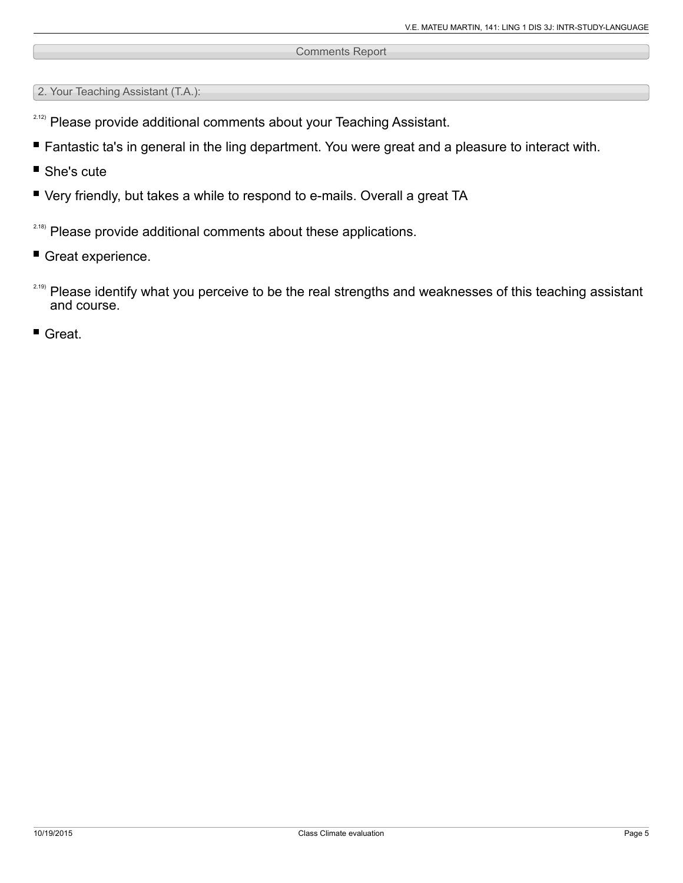## Comments Report

### 2. Your Teaching Assistant (T.A.):

2.12) Please provide additional comments about your Teaching Assistant.

- Fantastic ta's in general in the ling department. You were great and a pleasure to interact with.
- She's cute
- Very friendly, but takes a while to respond to e-mails. Overall a great TA

2.18) Please provide additional comments about these applications.

- Great experience.

2.19) Please identify what you perceive to be the real strengths and weaknesses of this teaching assistant and course.

- Great.